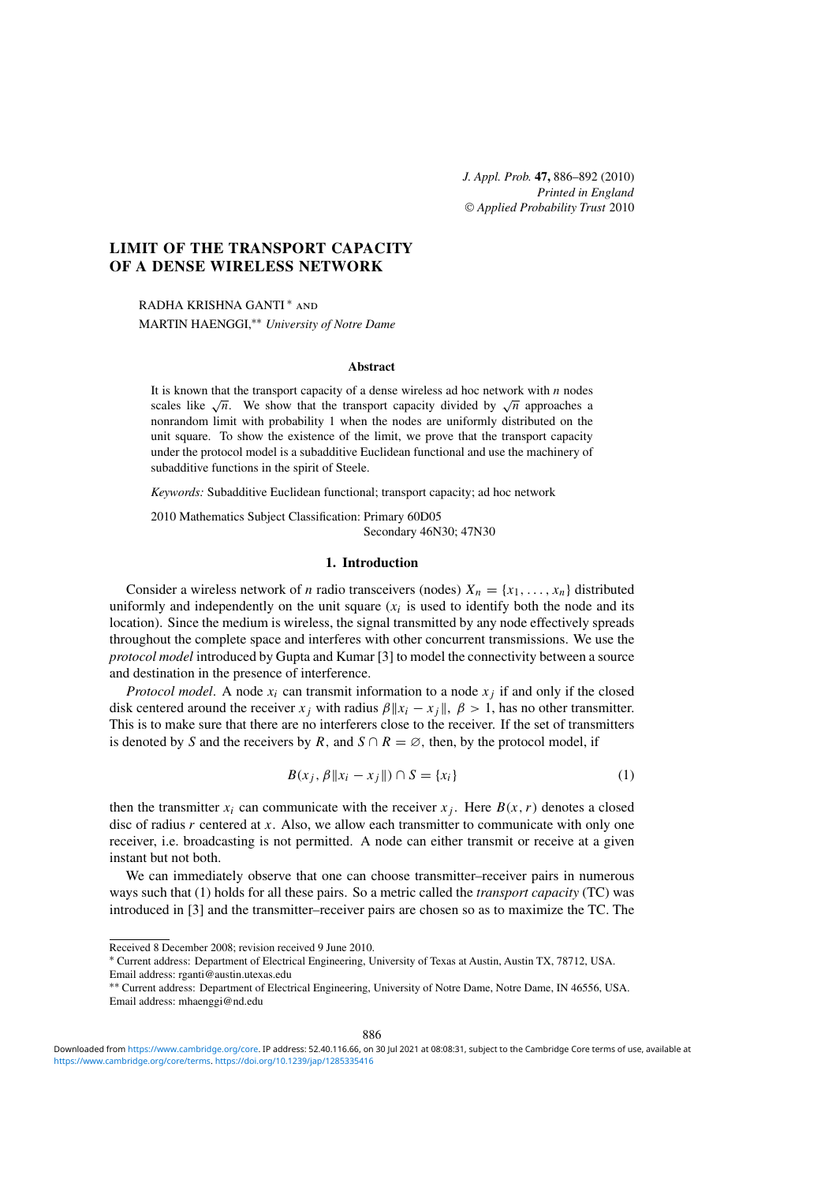# LIMIT OF THE TRANSPORT CAPACITY OF A DENSE WIRELESS NETWORK

RADHA KRISHNA GANTI [*] AND
MARTIN HAENGGI, [**] *University of Notre Dame*

## Abstract

It is known that the transport capacity of a dense wireless ad hoc network with $n$ nodes scales like $\sqrt{n}$. We show that the transport capacity divided by $\sqrt{n}$ approaches a nonrandom limit with probability 1 when the nodes are uniformly distributed on the unit square. To show the existence of the limit, we prove that the transport capacity under the protocol model is a subadditive Euclidean functional and use the machinery of subadditive functions in the spirit of Steele.

*Keywords:* Subadditive Euclidean functional; transport capacity; ad hoc network

2010 Mathematics Subject Classification: Primary 60D05
Secondary 46N30; 47N30

## 1. Introduction

Consider a wireless network of $n$ radio transceivers (nodes) $X_n = \{x_1, \dots, x_n\}$ distributed uniformly and independently on the unit square ($x_i$ is used to identify both the node and its location). Since the medium is wireless, the signal transmitted by any node effectively spreads throughout the complete space and interferes with other concurrent transmissions. We use the *protocol model* introduced by Gupta and Kumar [3] to model the connectivity between a source and destination in the presence of interference.

*Protocol model*. A node $x_i$ can transmit information to a node $x_j$ if and only if the closed disk centered around the receiver $x_j$ with radius $\beta\|x_i - x_j\|$, $\beta > 1$, has no other transmitter. This is to make sure that there are no interferers close to the receiver. If the set of transmitters is denoted by $S$ and the receivers by $R$, and $S \cap R = \varnothing$, then, by the protocol model, if

$$B(x_j, \beta\|x_i - x_j\|) \cap S = \{x_i\} \tag{1}$$

then the transmitter $x_i$ can communicate with the receiver $x_j$. Here $B(x, r)$ denotes a closed disc of radius $r$ centered at $x$. Also, we allow each transmitter to communicate with only one receiver, i.e. broadcasting is not permitted. A node can either transmit or receive at a given instant but not both.

We can immediately observe that one can choose transmitter–receiver pairs in numerous ways such that (1) holds for all these pairs. So a metric called the *transport capacity* (TC) was introduced in [3] and the transmitter–receiver pairs are chosen so as to maximize the TC. The

---

Received 8 December 2008; revision received 9 June 2010.

[*] Current address: Department of Electrical Engineering, University of Texas at Austin, Austin TX, 78712, USA. Email address: rganti@austin.utexas.edu

[**] Current address: Department of Electrical Engineering, University of Notre Dame, Notre Dame, IN 46556, USA. Email address: mhaenggi@nd.edu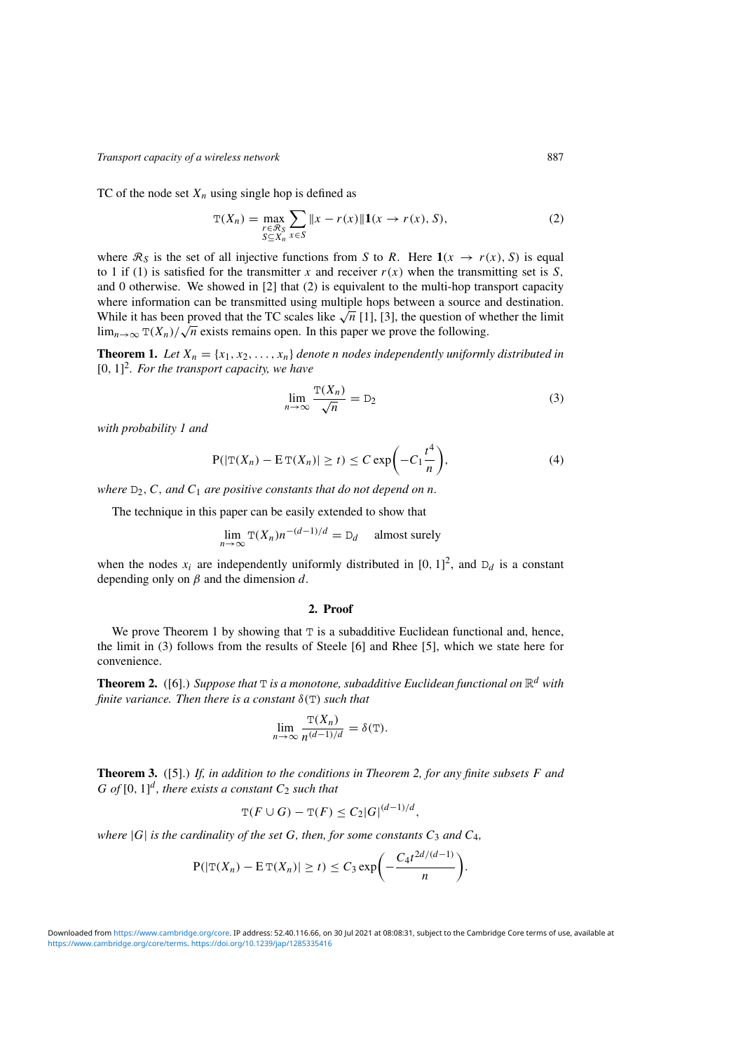TC of the node set $X_n$ using single hop is defined as

$$\mathtt{T}(X_n) = \max_{\substack{r \in \mathcal{R}_S \\ S \subseteq X_n}} \sum_{x \in S} \|x - r(x)\| \mathbf{1}(x \to r(x), S), \tag{2}$$

where $\mathcal{R}_S$ is the set of all injective functions from $S$ to $R$. Here $\mathbf{1}(x \to r(x), S)$ is equal to 1 if (1) is satisfied for the transmitter $x$ and receiver $r(x)$ when the transmitting set is $S$, and 0 otherwise. We showed in [2] that (2) is equivalent to the multi-hop transport capacity where information can be transmitted using multiple hops between a source and destination. While it has been proved that the TC scales like $\sqrt{n}$ [1], [3], the question of whether the limit $\lim_{n\to\infty} \mathtt{T}(X_n)/\sqrt{n}$ exists remains open. In this paper we prove the following.

**Theorem 1.** *Let $X_n = \{x_1, x_2, \ldots, x_n\}$ denote $n$ nodes independently uniformly distributed in $[0, 1]^2$. For the transport capacity, we have*

$$\lim_{n\to\infty} \frac{\mathtt{T}(X_n)}{\sqrt{n}} = \mathtt{D}_2 \tag{3}$$

*with probability 1 and*

$$\mathrm{P}(|\mathtt{T}(X_n) - \mathrm{E}\,\mathtt{T}(X_n)| \geq t) \leq C \exp\biggl(-C_1 \frac{t^4}{n}\biggr), \tag{4}$$

*where $\mathtt{D}_2$, $C$, and $C_1$ are positive constants that do not depend on $n$.*

The technique in this paper can be easily extended to show that

$$\lim_{n\to\infty} \mathtt{T}(X_n) n^{-(d-1)/d} = \mathtt{D}_d \quad \text{almost surely}$$

when the nodes $x_i$ are independently uniformly distributed in $[0, 1]^2$, and $\mathtt{D}_d$ is a constant depending only on $\beta$ and the dimension $d$.

## 2. Proof

We prove Theorem 1 by showing that $\mathtt{T}$ is a subadditive Euclidean functional and, hence, the limit in (3) follows from the results of Steele [6] and Rhee [5], which we state here for convenience.

**Theorem 2.** ([6].) *Suppose that $\mathtt{T}$ is a monotone, subadditive Euclidean functional on $\mathbb{R}^d$ with finite variance. Then there is a constant $\delta(\mathtt{T})$ such that*

$$\lim_{n\to\infty} \frac{\mathtt{T}(X_n)}{n^{(d-1)/d}} = \delta(\mathtt{T}).$$

**Theorem 3.** ([5].) *If, in addition to the conditions in Theorem 2, for any finite subsets $F$ and $G$ of $[0, 1]^d$, there exists a constant $C_2$ such that*

$$\mathtt{T}(F \cup G) - \mathtt{T}(F) \leq C_2 |G|^{(d-1)/d},$$

*where $|G|$ is the cardinality of the set $G$, then, for some constants $C_3$ and $C_4$,*

$$\mathrm{P}(|\mathtt{T}(X_n) - \mathrm{E}\,\mathtt{T}(X_n)| \geq t) \leq C_3 \exp\biggl(-\frac{C_4 t^{2d/(d-1)}}{n}\biggr).$$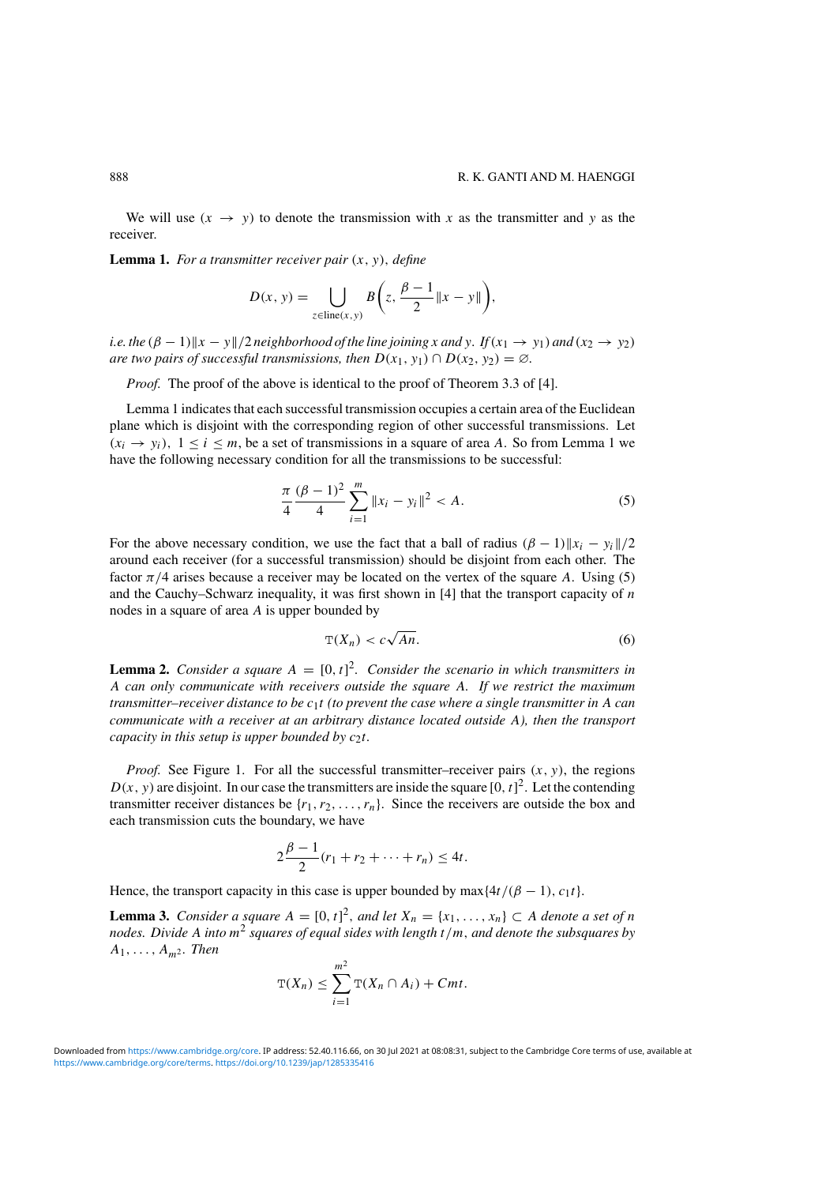We will use $(x \to y)$ to denote the transmission with $x$ as the transmitter and $y$ as the receiver.

**Lemma 1.** *For a transmitter receiver pair* $(x, y)$, *define*

$$D(x, y) = \bigcup_{z \in \mathrm{line}(x,y)} B\left(z, \frac{\beta - 1}{2}\|x - y\|\right),$$

*i.e. the* $(\beta - 1)\|x - y\|/2$ *neighborhood of the line joining* $x$ *and* $y$. *If* $(x_1 \to y_1)$ *and* $(x_2 \to y_2)$ *are two pairs of successful transmissions, then* $D(x_1, y_1) \cap D(x_2, y_2) = \varnothing$.

*Proof.* The proof of the above is identical to the proof of Theorem 3.3 of [4].

Lemma 1 indicates that each successful transmission occupies a certain area of the Euclidean plane which is disjoint with the corresponding region of other successful transmissions. Let $(x_i \to y_i)$, $1 \le i \le m$, be a set of transmissions in a square of area $A$. So from Lemma 1 we have the following necessary condition for all the transmissions to be successful:

$$\frac{\pi}{4} \frac{(\beta - 1)^2}{4} \sum_{i=1}^{m} \|x_i - y_i\|^2 < A. \tag{5}$$

For the above necessary condition, we use the fact that a ball of radius $(\beta - 1)\|x_i - y_i\|/2$ around each receiver (for a successful transmission) should be disjoint from each other. The factor $\pi/4$ arises because a receiver may be located on the vertex of the square $A$. Using (5) and the Cauchy–Schwarz inequality, it was first shown in [4] that the transport capacity of $n$ nodes in a square of area $A$ is upper bounded by

$$\mathrm{T}(X_n) < c\sqrt{An}. \tag{6}$$

**Lemma 2.** *Consider a square* $A = [0, t]^2$. *Consider the scenario in which transmitters in* $A$ *can only communicate with receivers outside the square* $A$. *If we restrict the maximum transmitter–receiver distance to be* $c_1 t$ *(to prevent the case where a single transmitter in* $A$ *can communicate with a receiver at an arbitrary distance located outside* $A$*), then the transport capacity in this setup is upper bounded by* $c_2 t$.

*Proof.* See Figure 1. For all the successful transmitter–receiver pairs $(x, y)$, the regions $D(x, y)$ are disjoint. In our case the transmitters are inside the square $[0, t]^2$. Let the contending transmitter receiver distances be $\{r_1, r_2, \dots, r_n\}$. Since the receivers are outside the box and each transmission cuts the boundary, we have

$$2\frac{\beta - 1}{2}(r_1 + r_2 + \cdots + r_n) \le 4t.$$

Hence, the transport capacity in this case is upper bounded by $\max\{4t/(\beta - 1), c_1 t\}$.

**Lemma 3.** *Consider a square* $A = [0, t]^2$, *and let* $X_n = \{x_1, \dots, x_n\} \subset A$ *denote a set of* $n$ *nodes. Divide* $A$ *into* $m^2$ *squares of equal sides with length* $t/m$, *and denote the subsquares by* $A_1, \dots, A_{m^2}$. *Then*

$$\mathrm{T}(X_n) \le \sum_{i=1}^{m^2} \mathrm{T}(X_n \cap A_i) + Cmt.$$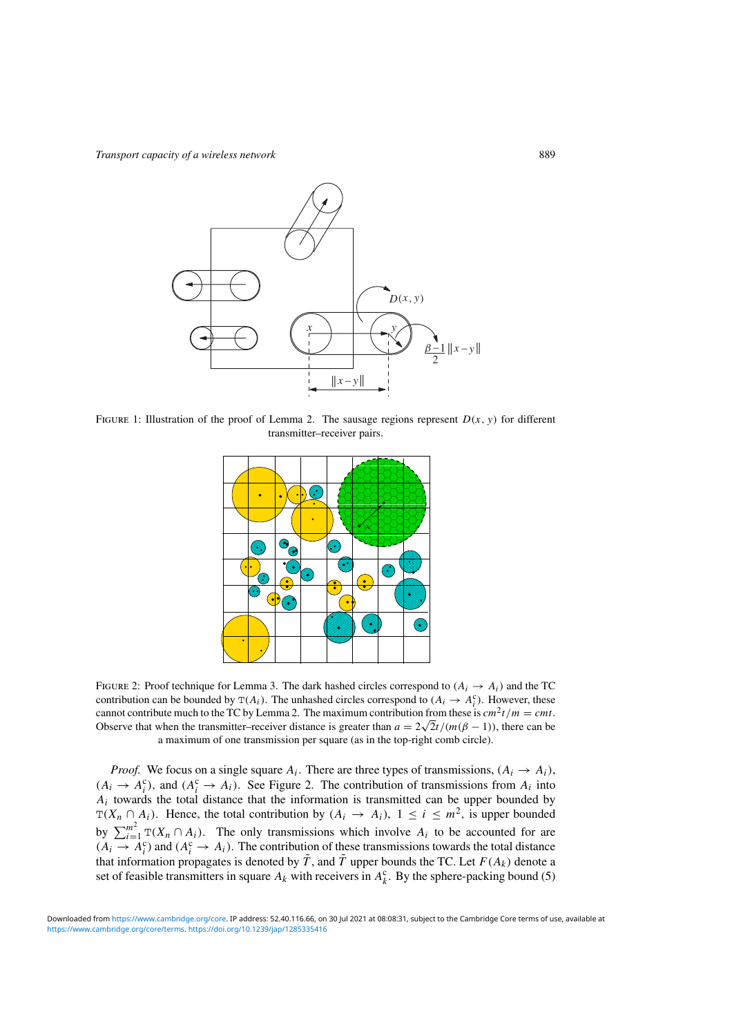Figure 1: Illustration of the proof of Lemma 2. The sausage regions represent $D(x, y)$ for different transmitter–receiver pairs.

Figure 2: Proof technique for Lemma 3. The dark hashed circles correspond to $(A_i \to A_i)$ and the TC contribution can be bounded by $\mathtt{T}(A_i)$. The unhashed circles correspond to $(A_i \to A_i^c)$. However, these cannot contribute much to the TC by Lemma 2. The maximum contribution from these is $cm^2t/m = cmt$. Observe that when the transmitter–receiver distance is greater than $a = 2\sqrt{2}t/(m(\beta - 1))$, there can be a maximum of one transmission per square (as in the top-right comb circle).

*Proof.* We focus on a single square $A_i$. There are three types of transmissions, $(A_i \to A_i)$, $(A_i \to A_i^c)$, and $(A_i^c \to A_i)$. See Figure 2. The contribution of transmissions from $A_i$ into $A_i$ towards the total distance that the information is transmitted can be upper bounded by $\mathtt{T}(X_n \cap A_i)$. Hence, the total contribution by $(A_i \to A_i)$, $1 \le i \le m^2$, is upper bounded by $\sum_{i=1}^{m^2} \mathtt{T}(X_n \cap A_i)$. The only transmissions which involve $A_i$ to be accounted for are $(A_i \to A_i^c)$ and $(A_i^c \to A_i)$. The contribution of these transmissions towards the total distance that information propagates is denoted by $\tilde{T}$, and $\tilde{T}$ upper bounds the TC. Let $F(A_k)$ denote a set of feasible transmitters in square $A_k$ with receivers in $A_k^c$. By the sphere-packing bound (5)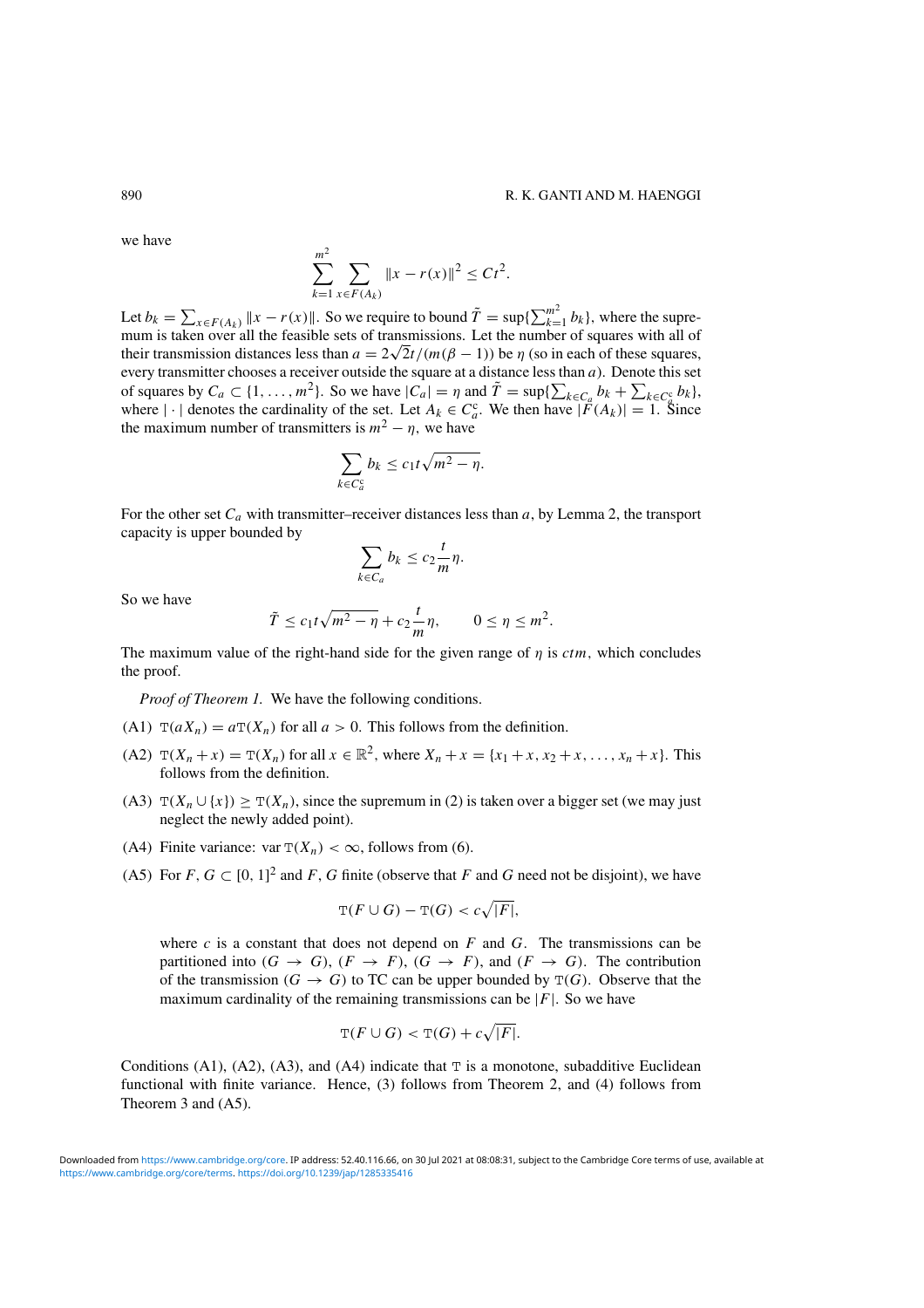we have

$$\sum_{k=1}^{m^2} \sum_{x \in F(A_k)} \|x - r(x)\|^2 \le Ct^2.$$

Let $b_k = \sum_{x \in F(A_k)} \|x - r(x)\|$. So we require to bound $\tilde{T} = \sup\{\sum_{k=1}^{m^2} b_k\}$, where the supremum is taken over all the feasible sets of transmissions. Let the number of squares with all of their transmission distances less than $a = 2\sqrt{2}t/(m(\beta - 1))$ be $\eta$ (so in each of these squares, every transmitter chooses a receiver outside the square at a distance less than $a$). Denote this set of squares by $C_a \subset \{1, \dots, m^2\}$. So we have $|C_a| = \eta$ and $\tilde{T} = \sup\{\sum_{k \in C_a} b_k + \sum_{k \in C_a^c} b_k\}$, where $|\cdot|$ denotes the cardinality of the set. Let $A_k \in C_a^c$. We then have $|F(A_k)| = 1$. Since the maximum number of transmitters is $m^2 - \eta$, we have

$$\sum_{k \in C_a^c} b_k \le c_1 t \sqrt{m^2 - \eta}.$$

For the other set $C_a$ with transmitter–receiver distances less than $a$, by Lemma 2, the transport capacity is upper bounded by

$$\sum_{k \in C_a} b_k \le c_2 \frac{t}{m} \eta.$$

So we have

$$\tilde{T} \le c_1 t \sqrt{m^2 - \eta} + c_2 \frac{t}{m} \eta, \qquad 0 \le \eta \le m^2.$$

The maximum value of the right-hand side for the given range of $\eta$ is $ctm$, which concludes the proof.

*Proof of Theorem 1.* We have the following conditions.

(A1) $\mathtt{T}(aX_n) = a\mathtt{T}(X_n)$ for all $a > 0$. This follows from the definition.

(A2) $\mathtt{T}(X_n + x) = \mathtt{T}(X_n)$ for all $x \in \mathbb{R}^2$, where $X_n + x = \{x_1 + x, x_2 + x, \dots, x_n + x\}$. This follows from the definition.

(A3) $\mathtt{T}(X_n \cup \{x\}) \ge \mathtt{T}(X_n)$, since the supremum in (2) is taken over a bigger set (we may just neglect the newly added point).

(A4) Finite variance: $\operatorname{var} \mathtt{T}(X_n) < \infty$, follows from (6).

(A5) For $F, G \subset [0, 1]^2$ and $F, G$ finite (observe that $F$ and $G$ need not be disjoint), we have

$$\mathtt{T}(F \cup G) - \mathtt{T}(G) < c\sqrt{|F|},$$

where $c$ is a constant that does not depend on $F$ and $G$. The transmissions can be partitioned into $(G \to G)$, $(F \to F)$, $(G \to F)$, and $(F \to G)$. The contribution of the transmission $(G \to G)$ to TC can be upper bounded by $\mathtt{T}(G)$. Observe that the maximum cardinality of the remaining transmissions can be $|F|$. So we have

$$\mathtt{T}(F \cup G) < \mathtt{T}(G) + c\sqrt{|F|}.$$

Conditions (A1), (A2), (A3), and (A4) indicate that $\mathtt{T}$ is a monotone, subadditive Euclidean functional with finite variance. Hence, (3) follows from Theorem 2, and (4) follows from Theorem 3 and (A5).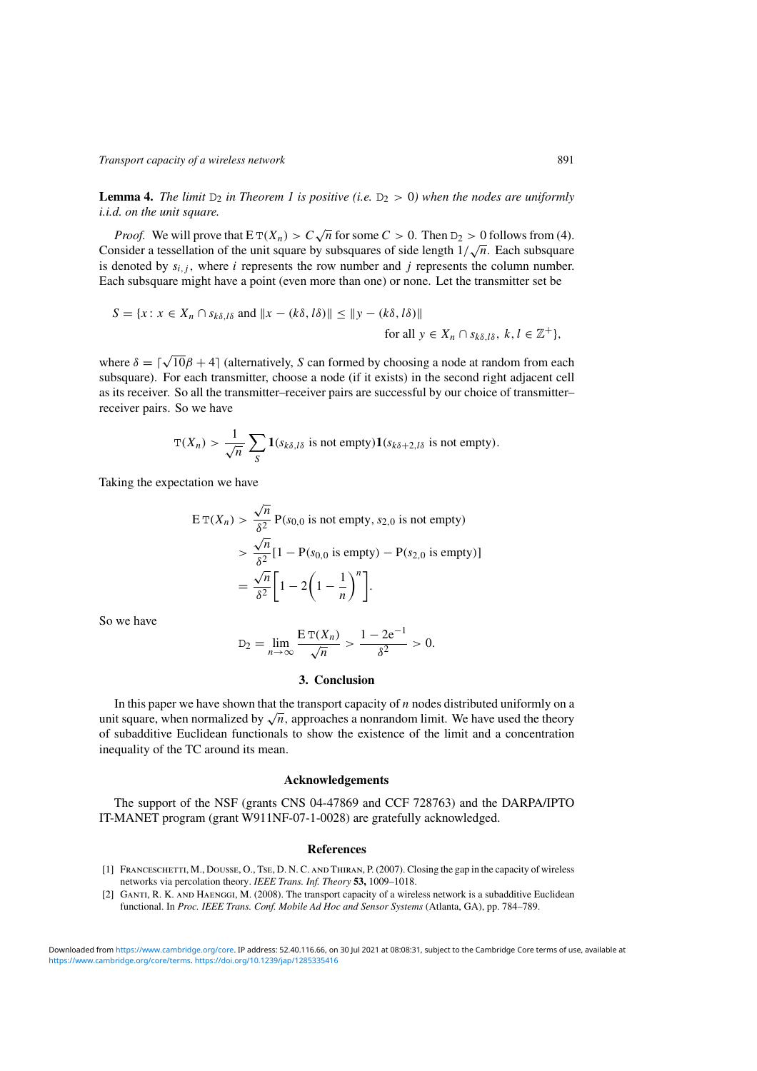**Lemma 4.** *The limit* $\mathrm{D}_2$ *in Theorem 1 is positive (i.e.* $\mathrm{D}_2 > 0$*) when the nodes are uniformly i.i.d. on the unit square.*

*Proof.* We will prove that $\mathrm{E}\,\mathrm{T}(X_n) > C\sqrt{n}$ for some $C > 0$. Then $\mathrm{D}_2 > 0$ follows from (4). Consider a tessellation of the unit square by subsquares of side length $1/\sqrt{n}$. Each subsquare is denoted by $s_{i,j}$, where $i$ represents the row number and $j$ represents the column number. Each subsquare might have a point (even more than one) or none. Let the transmitter set be

$$S = \{x : x \in X_n \cap s_{k\delta,l\delta} \text{ and } \|x - (k\delta, l\delta)\| \le \|y - (k\delta, l\delta)\| \quad \text{for all } y \in X_n \cap s_{k\delta,l\delta},\ k, l \in \mathbb{Z}^+\},$$

where $\delta = \lceil \sqrt{10}\beta + 4 \rceil$ (alternatively, $S$ can formed by choosing a node at random from each subsquare). For each transmitter, choose a node (if it exists) in the second right adjacent cell as its receiver. So all the transmitter–receiver pairs are successful by our choice of transmitter–receiver pairs. So we have

$$\mathrm{T}(X_n) > \frac{1}{\sqrt{n}} \sum_S \mathbf{1}(s_{k\delta,l\delta} \text{ is not empty})\mathbf{1}(s_{k\delta+2,l\delta} \text{ is not empty}).$$

Taking the expectation we have

$$\begin{aligned}
\mathrm{E}\,\mathrm{T}(X_n) &> \frac{\sqrt{n}}{\delta^2}\,\mathrm{P}(s_{0,0} \text{ is not empty},\, s_{2,0} \text{ is not empty}) \\
&> \frac{\sqrt{n}}{\delta^2}[1 - \mathrm{P}(s_{0,0} \text{ is empty}) - \mathrm{P}(s_{2,0} \text{ is empty})] \\
&= \frac{\sqrt{n}}{\delta^2}\left[1 - 2\left(1 - \frac{1}{n}\right)^n\right].
\end{aligned}$$

So we have

$$\mathrm{D}_2 = \lim_{n\to\infty} \frac{\mathrm{E}\,\mathrm{T}(X_n)}{\sqrt{n}} > \frac{1 - 2\mathrm{e}^{-1}}{\delta^2} > 0.$$

## 3. Conclusion

In this paper we have shown that the transport capacity of $n$ nodes distributed uniformly on a unit square, when normalized by $\sqrt{n}$, approaches a nonrandom limit. We have used the theory of subadditive Euclidean functionals to show the existence of the limit and a concentration inequality of the TC around its mean.

## Acknowledgements

The support of the NSF (grants CNS 04-47869 and CCF 728763) and the DARPA/IPTO IT-MANET program (grant W911NF-07-1-0028) are gratefully acknowledged.

## References

[1] Franceschetti, M., Dousse, O., Tse, D. N. C. and Thiran, P. (2007). Closing the gap in the capacity of wireless networks via percolation theory. *IEEE Trans. Inf. Theory* **53,** 1009–1018.

[2] Ganti, R. K. and Haenggi, M. (2008). The transport capacity of a wireless network is a subadditive Euclidean functional. In *Proc. IEEE Trans. Conf. Mobile Ad Hoc and Sensor Systems* (Atlanta, GA), pp. 784–789.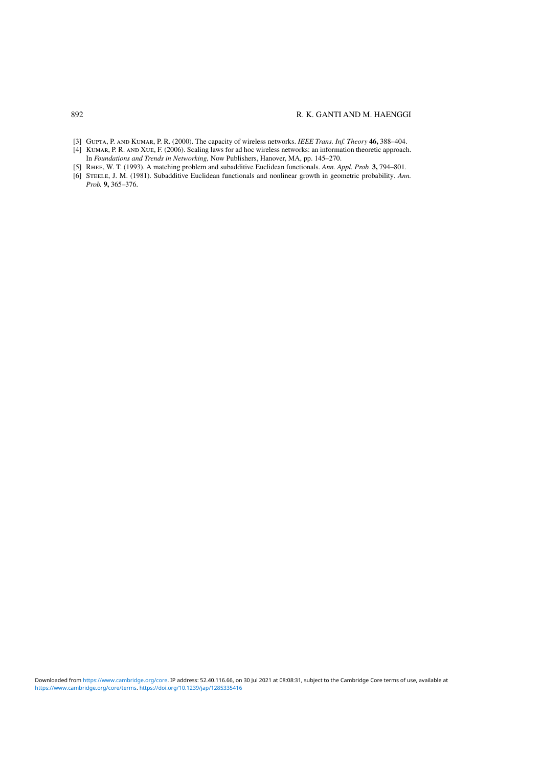[3] Gupta, P. and Kumar, P. R. (2000). The capacity of wireless networks. *IEEE Trans. Inf. Theory* **46,** 388–404.

[4] Kumar, P. R. and Xue, F. (2006). Scaling laws for ad hoc wireless networks: an information theoretic approach. In *Foundations and Trends in Networking,* Now Publishers, Hanover, MA, pp. 145–270.

[5] Rhee, W. T. (1993). A matching problem and subadditive Euclidean functionals. *Ann. Appl. Prob.* **3,** 794–801.

[6] Steele, J. M. (1981). Subadditive Euclidean functionals and nonlinear growth in geometric probability. *Ann. Prob.* **9,** 365–376.